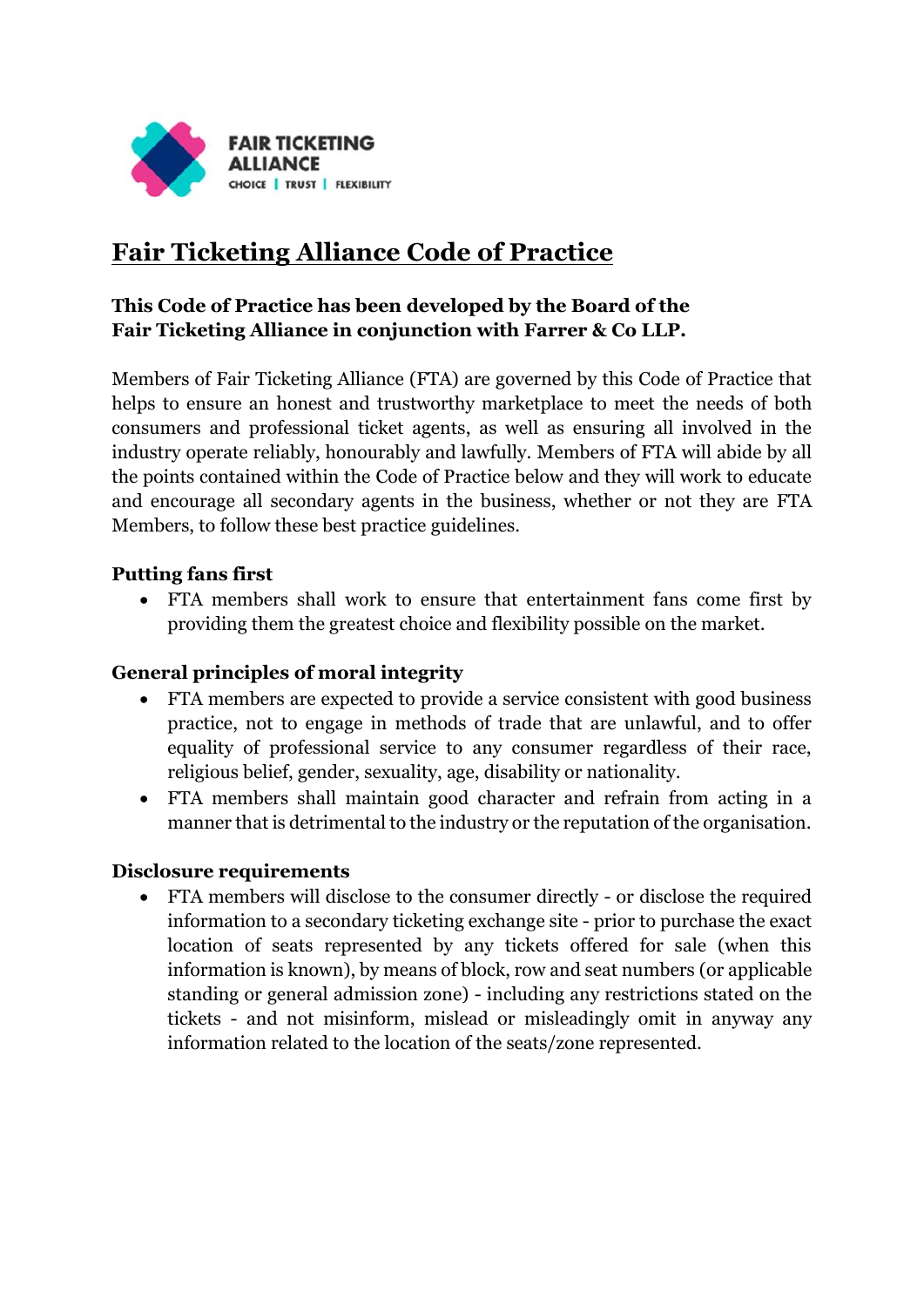FAIR TICKETING ALLIANCE
CHOICE | TRUST | FLEXIBILITY

# Fair Ticketing Alliance Code of Practice

**This Code of Practice has been developed by the Board of the Fair Ticketing Alliance in conjunction with Farrer & Co LLP.**

Members of Fair Ticketing Alliance (FTA) are governed by this Code of Practice that helps to ensure an honest and trustworthy marketplace to meet the needs of both consumers and professional ticket agents, as well as ensuring all involved in the industry operate reliably, honourably and lawfully. Members of FTA will abide by all the points contained within the Code of Practice below and they will work to educate and encourage all secondary agents in the business, whether or not they are FTA Members, to follow these best practice guidelines.

### Putting fans first

- FTA members shall work to ensure that entertainment fans come first by providing them the greatest choice and flexibility possible on the market.

### General principles of moral integrity

- FTA members are expected to provide a service consistent with good business practice, not to engage in methods of trade that are unlawful, and to offer equality of professional service to any consumer regardless of their race, religious belief, gender, sexuality, age, disability or nationality.
- FTA members shall maintain good character and refrain from acting in a manner that is detrimental to the industry or the reputation of the organisation.

### Disclosure requirements

- FTA members will disclose to the consumer directly - or disclose the required information to a secondary ticketing exchange site - prior to purchase the exact location of seats represented by any tickets offered for sale (when this information is known), by means of block, row and seat numbers (or applicable standing or general admission zone) - including any restrictions stated on the tickets - and not misinform, mislead or misleadingly omit in anyway any information related to the location of the seats/zone represented.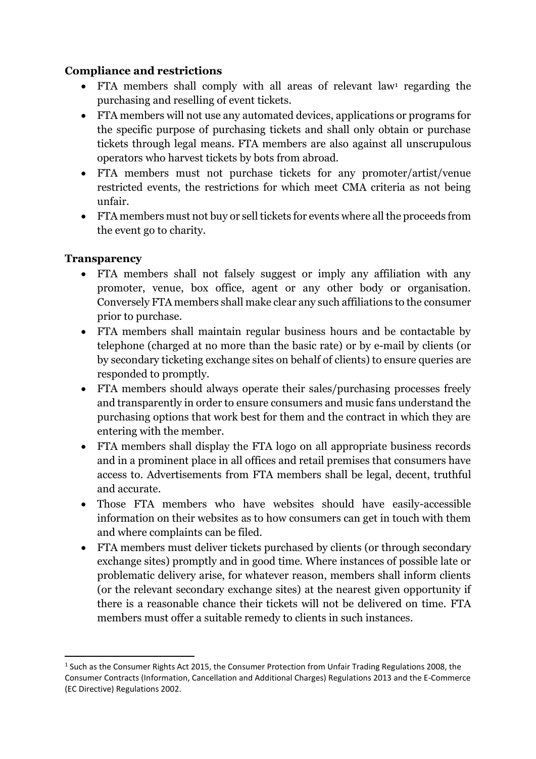**Compliance and restrictions**

- FTA members shall comply with all areas of relevant law[1] regarding the purchasing and reselling of event tickets.
- FTA members will not use any automated devices, applications or programs for the specific purpose of purchasing tickets and shall only obtain or purchase tickets through legal means. FTA members are also against all unscrupulous operators who harvest tickets by bots from abroad.
- FTA members must not purchase tickets for any promoter/artist/venue restricted events, the restrictions for which meet CMA criteria as not being unfair.
- FTA members must not buy or sell tickets for events where all the proceeds from the event go to charity.

**Transparency**

- FTA members shall not falsely suggest or imply any affiliation with any promoter, venue, box office, agent or any other body or organisation. Conversely FTA members shall make clear any such affiliations to the consumer prior to purchase.
- FTA members shall maintain regular business hours and be contactable by telephone (charged at no more than the basic rate) or by e-mail by clients (or by secondary ticketing exchange sites on behalf of clients) to ensure queries are responded to promptly.
- FTA members should always operate their sales/purchasing processes freely and transparently in order to ensure consumers and music fans understand the purchasing options that work best for them and the contract in which they are entering with the member.
- FTA members shall display the FTA logo on all appropriate business records and in a prominent place in all offices and retail premises that consumers have access to. Advertisements from FTA members shall be legal, decent, truthful and accurate.
- Those FTA members who have websites should have easily-accessible information on their websites as to how consumers can get in touch with them and where complaints can be filed.
- FTA members must deliver tickets purchased by clients (or through secondary exchange sites) promptly and in good time. Where instances of possible late or problematic delivery arise, for whatever reason, members shall inform clients (or the relevant secondary exchange sites) at the nearest given opportunity if there is a reasonable chance their tickets will not be delivered on time. FTA members must offer a suitable remedy to clients in such instances.

---

[1] Such as the Consumer Rights Act 2015, the Consumer Protection from Unfair Trading Regulations 2008, the Consumer Contracts (Information, Cancellation and Additional Charges) Regulations 2013 and the E-Commerce (EC Directive) Regulations 2002.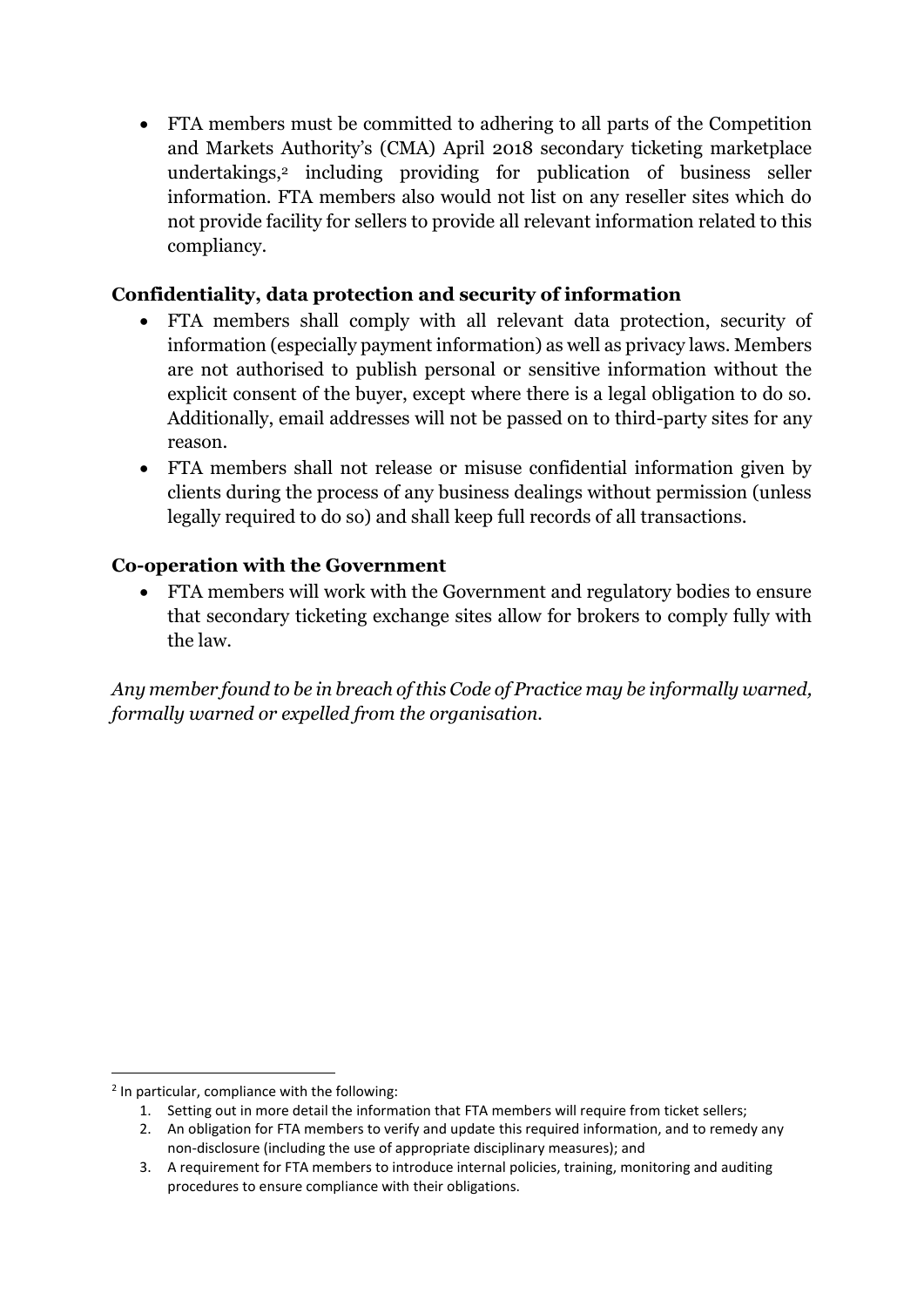- FTA members must be committed to adhering to all parts of the Competition and Markets Authority's (CMA) April 2018 secondary ticketing marketplace undertakings,[2] including providing for publication of business seller information. FTA members also would not list on any reseller sites which do not provide facility for sellers to provide all relevant information related to this compliancy.

### Confidentiality, data protection and security of information

- FTA members shall comply with all relevant data protection, security of information (especially payment information) as well as privacy laws. Members are not authorised to publish personal or sensitive information without the explicit consent of the buyer, except where there is a legal obligation to do so. Additionally, email addresses will not be passed on to third-party sites for any reason.
- FTA members shall not release or misuse confidential information given by clients during the process of any business dealings without permission (unless legally required to do so) and shall keep full records of all transactions.

### Co-operation with the Government

- FTA members will work with the Government and regulatory bodies to ensure that secondary ticketing exchange sites allow for brokers to comply fully with the law.

*Any member found to be in breach of this Code of Practice may be informally warned, formally warned or expelled from the organisation.*

---

[2] In particular, compliance with the following:

1. Setting out in more detail the information that FTA members will require from ticket sellers;
2. An obligation for FTA members to verify and update this required information, and to remedy any non-disclosure (including the use of appropriate disciplinary measures); and
3. A requirement for FTA members to introduce internal policies, training, monitoring and auditing procedures to ensure compliance with their obligations.